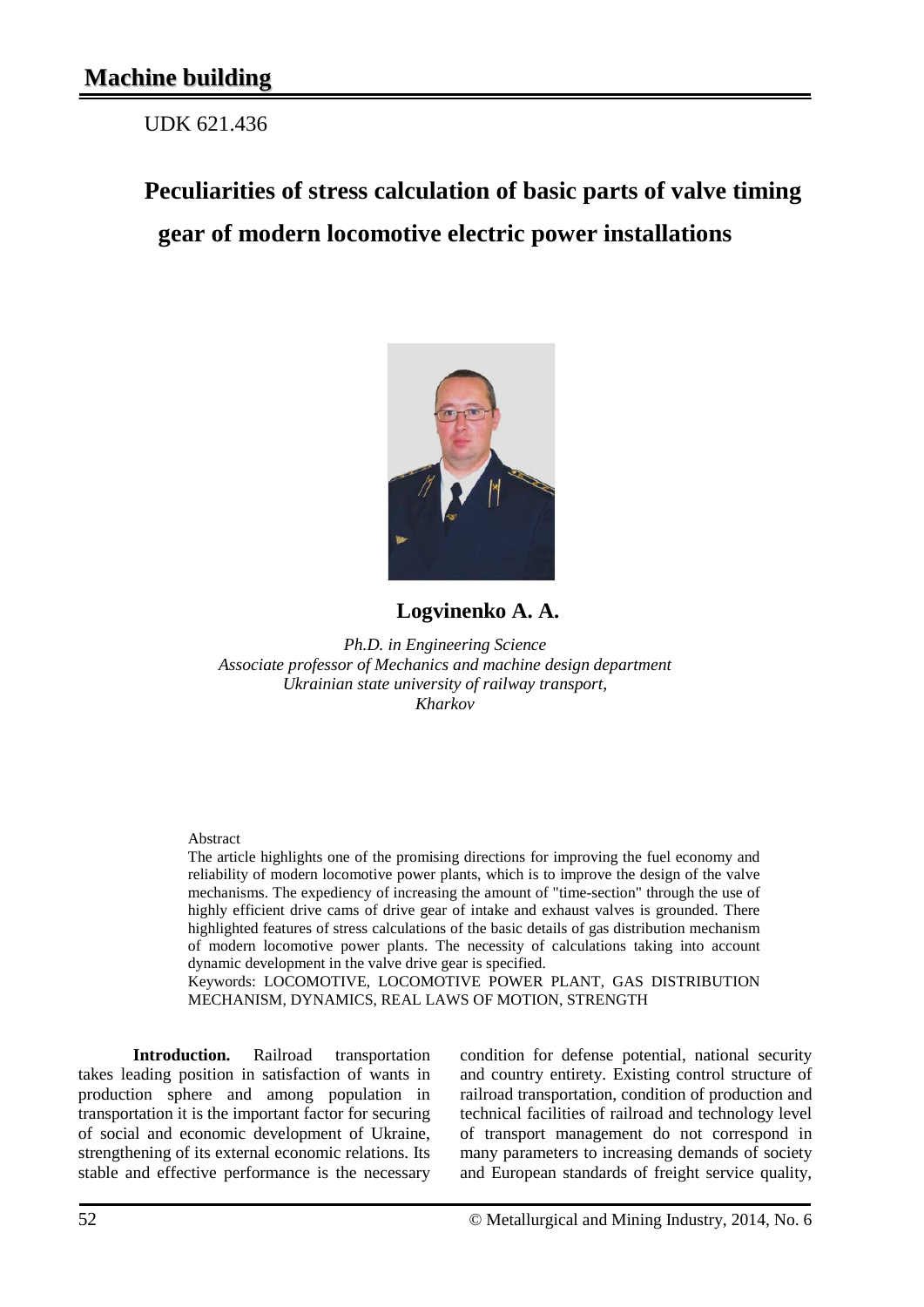# Machine building

UDK 621.436

## Peculiarities of stress calculation of basic parts of valve timing gear of modern locomotive electric power installations

**Logvinenko A. A.**

*Ph.D. in Engineering Science*
*Associate professor of Mechanics and machine design department*
*Ukrainian state university of railway transport,*
*Kharkov*

Abstract

The article highlights one of the promising directions for improving the fuel economy and reliability of modern locomotive power plants, which is to improve the design of the valve mechanisms. The expediency of increasing the amount of "time-section" through the use of highly efficient drive cams of drive gear of intake and exhaust valves is grounded. There highlighted features of stress calculations of the basic details of gas distribution mechanism of modern locomotive power plants. The necessity of calculations taking into account dynamic development in the valve drive gear is specified.

Keywords: LOCOMOTIVE, LOCOMOTIVE POWER PLANT, GAS DISTRIBUTION MECHANISM, DYNAMICS, REAL LAWS OF MOTION, STRENGTH

**Introduction.** Railroad transportation takes leading position in satisfaction of wants in production sphere and among population in transportation it is the important factor for securing of social and economic development of Ukraine, strengthening of its external economic relations. Its stable and effective performance is the necessary condition for defense potential, national security and country entirety. Existing control structure of railroad transportation, condition of production and technical facilities of railroad and technology level of transport management do not correspond in many parameters to increasing demands of society and European standards of freight service quality,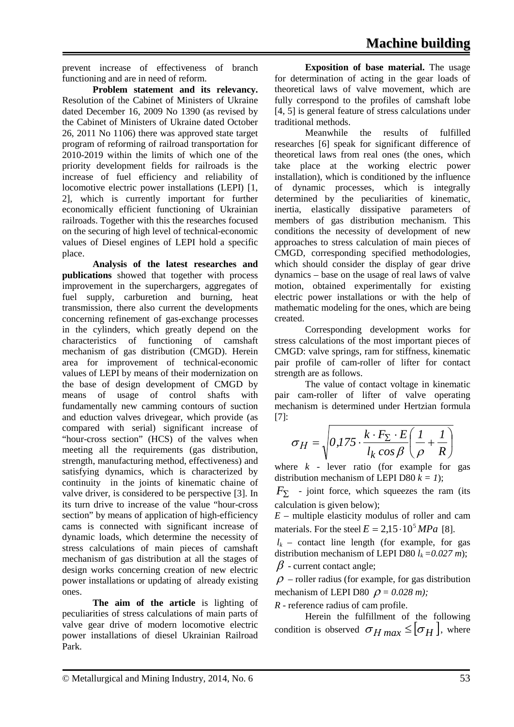prevent increase of effectiveness of branch functioning and are in need of reform.

**Problem statement and its relevancy.** Resolution of the Cabinet of Ministers of Ukraine dated December 16, 2009 No 1390 (as revised by the Cabinet of Ministers of Ukraine dated October 26, 2011 No 1106) there was approved state target program of reforming of railroad transportation for 2010-2019 within the limits of which one of the priority development fields for railroads is the increase of fuel efficiency and reliability of locomotive electric power installations (LEPI) [1, 2], which is currently important for further economically efficient functioning of Ukrainian railroads. Together with this the researches focused on the securing of high level of technical-economic values of Diesel engines of LEPI hold a specific place.

**Analysis of the latest researches and publications** showed that together with process improvement in the superchargers, aggregates of fuel supply, carburetion and burning, heat transmission, there also current the developments concerning refinement of gas-exchange processes in the cylinders, which greatly depend on the characteristics of functioning of camshaft mechanism of gas distribution (CMGD). Herein area for improvement of technical-economic values of LEPI by means of their modernization on the base of design development of CMGD by means of usage of control shafts with fundamentally new camming contours of suction and eduction valves drivegear, which provide (as compared with serial) significant increase of "hour-cross section" (HCS) of the valves when meeting all the requirements (gas distribution, strength, manufacturing method, effectiveness) and satisfying dynamics, which is characterized by continuity in the joints of kinematic chaine of valve driver, is considered to be perspective [3]. In its turn drive to increase of the value "hour-cross section" by means of application of high-efficiency cams is connected with significant increase of dynamic loads, which determine the necessity of stress calculations of main pieces of camshaft mechanism of gas distribution at all the stages of design works concerning creation of new electric power installations or updating of already existing ones.

**The aim of the article** is lighting of peculiarities of stress calculations of main parts of valve gear drive of modern locomotive electric power installations of diesel Ukrainian Railroad Park.

**Exposition of base material.** The usage for determination of acting in the gear loads of theoretical laws of valve movement, which are fully correspond to the profiles of camshaft lobe [4, 5] is general feature of stress calculations under traditional methods.

Meanwhile the results of fulfilled researches [6] speak for significant difference of theoretical laws from real ones (the ones, which take place at the working electric power installation), which is conditioned by the influence of dynamic processes, which is integrally determined by the peculiarities of kinematic, inertia, elastically dissipative parameters of members of gas distribution mechanism. This conditions the necessity of development of new approaches to stress calculation of main pieces of CMGD, corresponding specified methodologies, which should consider the display of gear drive dynamics – base on the usage of real laws of valve motion, obtained experimentally for existing electric power installations or with the help of mathematic modeling for the ones, which are being created.

Corresponding development works for stress calculations of the most important pieces of CMGD: valve springs, ram for stiffness, kinematic pair profile of cam-roller of lifter for contact strength are as follows.

The value of contact voltage in kinematic pair cam-roller of lifter of valve operating mechanism is determined under Hertzian formula [7]:

$$\sigma_H = \sqrt{0{,}175 \cdot \frac{k \cdot F_\Sigma \cdot E}{l_k \cos\beta}\left(\frac{1}{\rho} + \frac{1}{R}\right)}$$

where $k$ - lever ratio (for example for gas distribution mechanism of LEPI D80 $k = 1$);

$F_\Sigma$ - joint force, which squeezes the ram (its calculation is given below);

$E$ – multiple elasticity modulus of roller and cam materials. For the steel $E = 2{,}15 \cdot 10^5\, MPa$ [8].

$l_k$ – contact line length (for example, for gas distribution mechanism of LEPI D80 $l_k = 0.027\ m$);

$\beta$ - current contact angle;

$\rho$ – roller radius (for example, for gas distribution mechanism of LEPI D80 $\rho = 0.028\ m$);

$R$ - reference radius of cam profile.

Herein the fulfillment of the following condition is observed $\sigma_{H\,max} \le [\sigma_H]$, where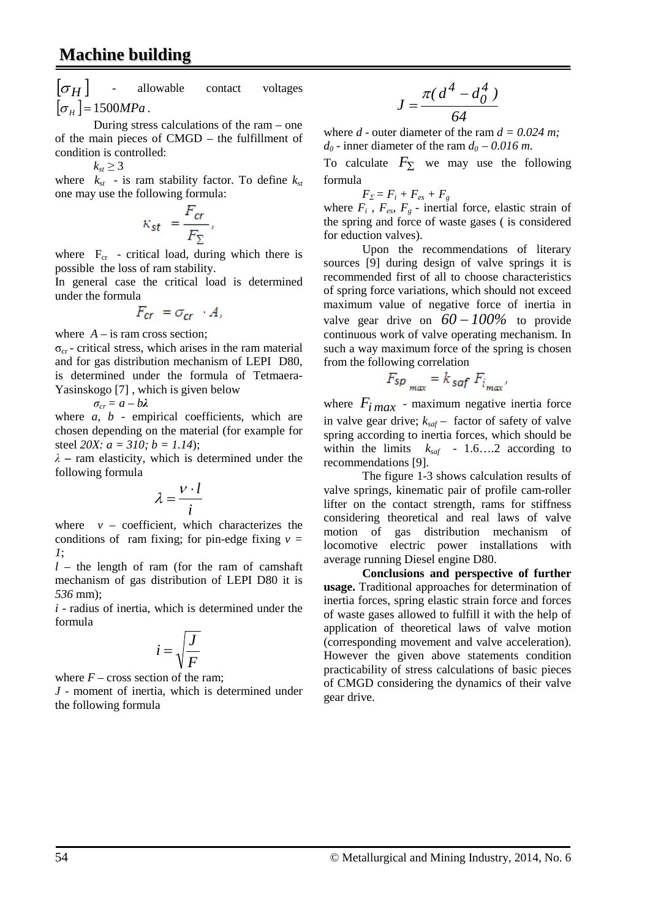$[\sigma_H]$ - allowable contact voltages $[\sigma_H] = 1500 MPa$.

During stress calculations of the ram – one of the main pieces of CMGD – the fulfillment of condition is controlled:

$k_{st} \geq 3$

where $k_{st}$ - is ram stability factor. To define $k_{st}$ one may use the following formula:

$$\kappa_{st} = \frac{F_{cr}}{F_{\Sigma}},$$

where $F_{cr}$ - critical load, during which there is possible the loss of ram stability.

In general case the critical load is determined under the formula

$$F_{cr} = \sigma_{cr} \cdot A,$$

where $A$ – is ram cross section;

$\sigma_{cr}$ - critical stress, which arises in the ram material and for gas distribution mechanism of LEPI D80, is determined under the formula of Tetmaera-Yasinskogo [7] , which is given below

$\sigma_{cr} = a - b\lambda$

where $a$, $b$ - empirical coefficients, which are chosen depending on the material (for example for steel *20X: $a = 310$; $b = 1.14$*);

$\lambda$ – ram elasticity, which is determined under the following formula

$$\lambda = \frac{v \cdot l}{i}$$

where $v$ – coefficient, which characterizes the conditions of ram fixing; for pin-edge fixing $v = 1$;

$l$ – the length of ram (for the ram of camshaft mechanism of gas distribution of LEPI D80 it is *536* mm);

$i$ - radius of inertia, which is determined under the formula

$$i = \sqrt{\frac{J}{F}}$$

where $F$ – cross section of the ram;

$J$ - moment of inertia, which is determined under the following formula

$$J = \frac{\pi(d^4 - d_0^4)}{64}$$

where $d$ - outer diameter of the ram $d = 0.024$ m;
$d_0$ - inner diameter of the ram $d_0 - 0.016$ m.

To calculate $F_{\Sigma}$ we may use the following formula

$F_{\Sigma} = F_i + F_{es} + F_g$

where $F_i$ , $F_{es}$, $F_g$ - inertial force, elastic strain of the spring and force of waste gases ( is considered for eduction valves).

Upon the recommendations of literary sources [9] during design of valve springs it is recommended first of all to choose characteristics of spring force variations, which should not exceed maximum value of negative force of inertia in valve gear drive on $60 - 100\%$ to provide continuous work of valve operating mechanism. In such a way maximum force of the spring is chosen from the following correlation

$$F_{sp_{max}} = k_{saf} F_{i_{max}},$$

where $F_{i\,max}$ - maximum negative inertia force in valve gear drive; $k_{saf}$ – factor of safety of valve spring according to inertia forces, which should be within the limits $k_{saf}$ - 1.6….2 according to recommendations [9].

The figure 1-3 shows calculation results of valve springs, kinematic pair of profile cam-roller lifter on the contact strength, rams for stiffness considering theoretical and real laws of valve motion of gas distribution mechanism of locomotive electric power installations with average running Diesel engine D80.

**Conclusions and perspective of further usage.** Traditional approaches for determination of inertia forces, spring elastic strain force and forces of waste gases allowed to fulfill it with the help of application of theoretical laws of valve motion (corresponding movement and valve acceleration). However the given above statements condition practicability of stress calculations of basic pieces of CMGD considering the dynamics of their valve gear drive.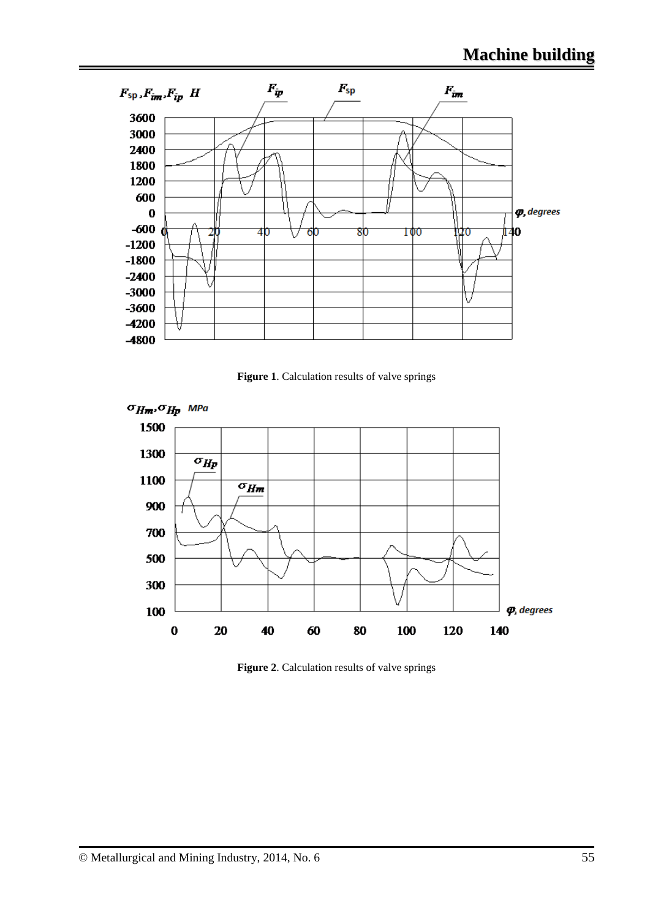**Figure 1**. Calculation results of valve springs

**Figure 2**. Calculation results of valve springs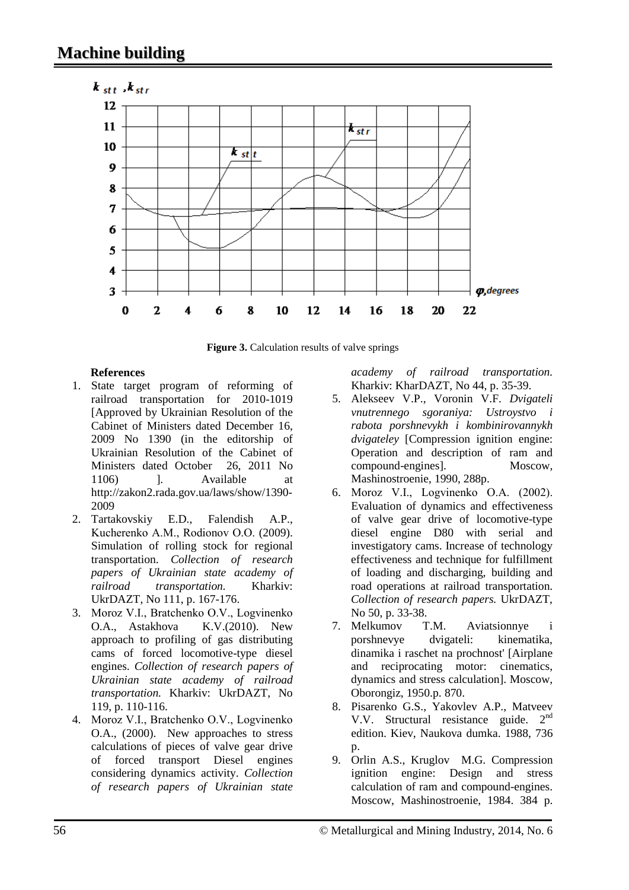$k_{st\,t}$, $k_{st\,r}$

12
11
10
9
8
7
6
5
4
3

0 2 4 6 8 10 12 14 16 18 20 22

$\varphi$, degrees

$k_{st\,r}$

$k_{st\,t}$

**Figure 3.** Calculation results of valve springs

**References**

1. State target program of reforming of railroad transportation for 2010-1019 [Approved by Ukrainian Resolution of the Cabinet of Ministers dated December 16, 2009 No 1390 (in the editorship of Ukrainian Resolution of the Cabinet of Ministers dated October 26, 2011 No 1106) ]. Available at http://zakon2.rada.gov.ua/laws/show/1390-2009
2. Tartakovskiy E.D., Falendish A.P., Kucherenko A.M., Rodionov O.O. (2009). Simulation of rolling stock for regional transportation. *Collection of research papers of Ukrainian state academy of railroad transportation.* Kharkiv: UkrDAZT, No 111, p. 167-176.
3. Moroz V.I., Bratchenko O.V., Logvinenko O.A., Astakhova K.V.(2010). New approach to profiling of gas distributing cams of forced locomotive-type diesel engines. *Collection of research papers of Ukrainian state academy of railroad transportation.* Kharkiv: UkrDAZT, No 119, p. 110-116.
4. Moroz V.I., Bratchenko O.V., Logvinenko O.A., (2000). New approaches to stress calculations of pieces of valve gear drive of forced transport Diesel engines considering dynamics activity. *Collection of research papers of Ukrainian state academy of railroad transportation.* Kharkiv: KharDAZT, No 44, p. 35-39.
5. Alekseev V.P., Voronin V.F. *Dvigateli vnutrennego sgoraniya: Ustroystvo i rabota porshnevykh i kombinirovannykh dvigateley* [Compression ignition engine: Operation and description of ram and compound-engines]. Moscow, Mashinostroenie, 1990, 288p.
6. Moroz V.I., Logvinenko O.A. (2002). Evaluation of dynamics and effectiveness of valve gear drive of locomotive-type diesel engine D80 with serial and investigatory cams. Increase of technology effectiveness and technique for fulfillment of loading and discharging, building and road operations at railroad transportation. *Collection of research papers.* UkrDAZT, No 50, p. 33-38.
7. Melkumov T.M. Aviatsionnye i porshnevye dvigateli: kinematika, dinamika i raschet na prochnost' [Airplane and reciprocating motor: cinematics, dynamics and stress calculation]. Moscow, Oborongiz, 1950.p. 870.
8. Pisarenko G.S., Yakovlev A.P., Matveev V.V. Structural resistance guide. 2nd edition. Kiev, Naukova dumka. 1988, 736 p.
9. Orlin A.S., Kruglov M.G. Compression ignition engine: Design and stress calculation of ram and compound-engines. Moscow, Mashinostroenie, 1984. 384 p.